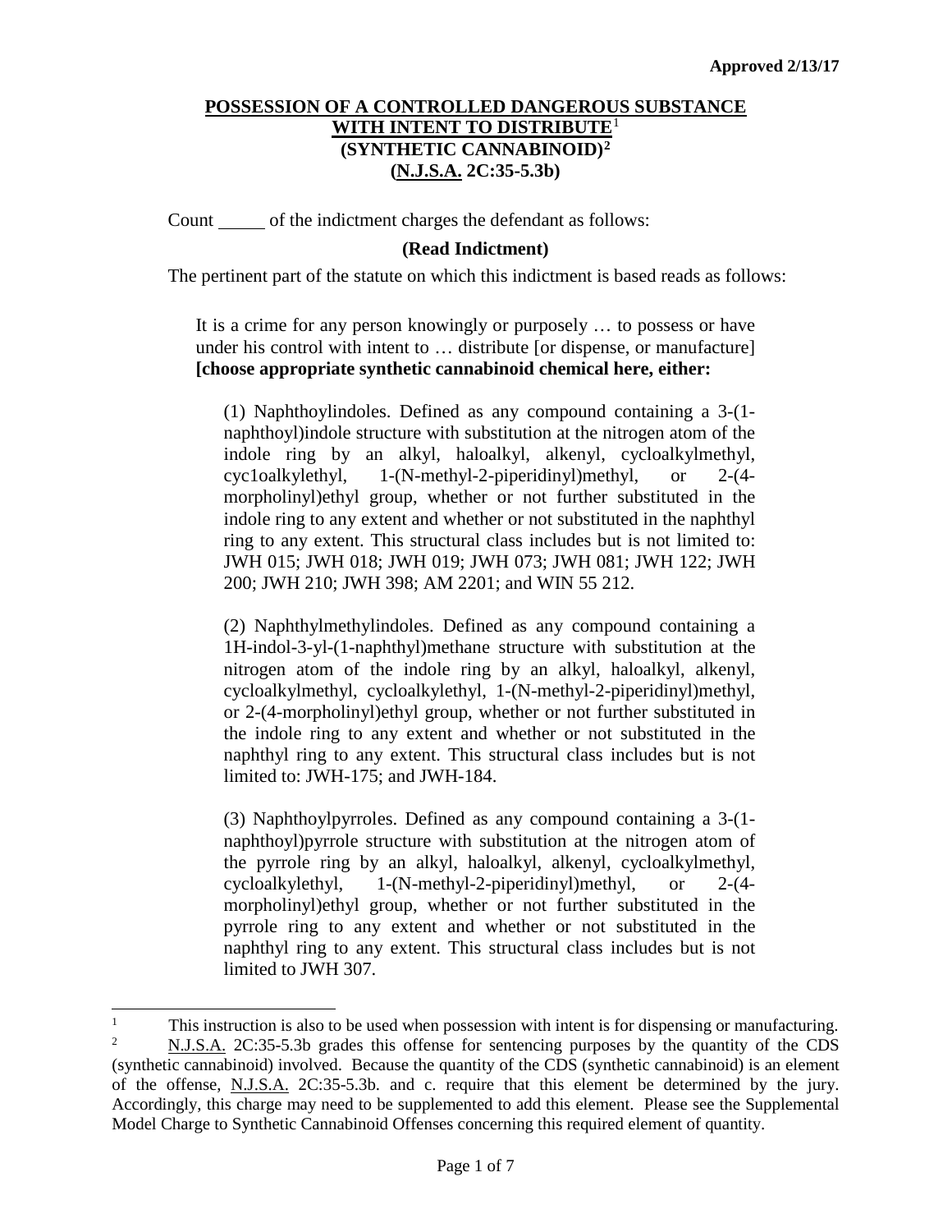**Approved 2/13/17**

# POSSESSION OF A CONTROLLED DANGEROUS SUBSTANCE WITH INTENT TO DISTRIBUTE[1] (SYNTHETIC CANNABINOID)[2] (N.J.S.A. 2C:35-5.3b)

Count _____ of the indictment charges the defendant as follows:

**(Read Indictment)**

The pertinent part of the statute on which this indictment is based reads as follows:

> It is a crime for any person knowingly or purposely … to possess or have under his control with intent to … distribute [or dispense, or manufacture] **[choose appropriate synthetic cannabinoid chemical here, either:**
>
> (1) Naphthoylindoles. Defined as any compound containing a 3-(1-naphthoyl)indole structure with substitution at the nitrogen atom of the indole ring by an alkyl, haloalkyl, alkenyl, cycloalkylmethyl, cyc1oalkylethyl, 1-(N-methyl-2-piperidinyl)methyl, or 2-(4-morpholinyl)ethyl group, whether or not further substituted in the indole ring to any extent and whether or not substituted in the naphthyl ring to any extent. This structural class includes but is not limited to: JWH 015; JWH 018; JWH 019; JWH 073; JWH 081; JWH 122; JWH 200; JWH 210; JWH 398; AM 2201; and WIN 55 212.
>
> (2) Naphthylmethylindoles. Defined as any compound containing a 1H-indol-3-yl-(1-naphthyl)methane structure with substitution at the nitrogen atom of the indole ring by an alkyl, haloalkyl, alkenyl, cycloalkylmethyl, cycloalkylethyl, 1-(N-methyl-2-piperidinyl)methyl, or 2-(4-morpholinyl)ethyl group, whether or not further substituted in the indole ring to any extent and whether or not substituted in the naphthyl ring to any extent. This structural class includes but is not limited to: JWH-175; and JWH-184.
>
> (3) Naphthoylpyrroles. Defined as any compound containing a 3-(1-naphthoyl)pyrrole structure with substitution at the nitrogen atom of the pyrrole ring by an alkyl, haloalkyl, alkenyl, cycloalkylmethyl, cycloalkylethyl, 1-(N-methyl-2-piperidinyl)methyl, or 2-(4-morpholinyl)ethyl group, whether or not further substituted in the pyrrole ring to any extent and whether or not substituted in the naphthyl ring to any extent. This structural class includes but is not limited to JWH 307.

---

[1] This instruction is also to be used when possession with intent is for dispensing or manufacturing.

[2] N.J.S.A. 2C:35-5.3b grades this offense for sentencing purposes by the quantity of the CDS (synthetic cannabinoid) involved. Because the quantity of the CDS (synthetic cannabinoid) is an element of the offense, N.J.S.A. 2C:35-5.3b. and c. require that this element be determined by the jury. Accordingly, this charge may need to be supplemented to add this element. Please see the Supplemental Model Charge to Synthetic Cannabinoid Offenses concerning this required element of quantity.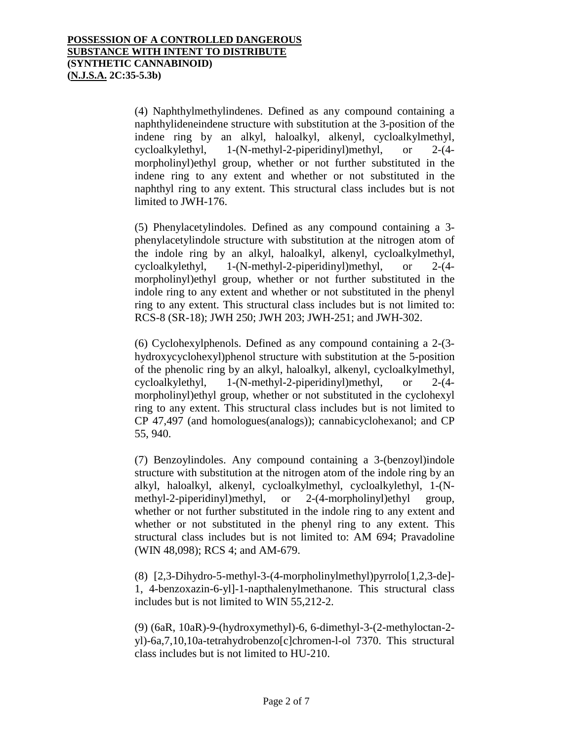**POSSESSION OF A CONTROLLED DANGEROUS SUBSTANCE WITH INTENT TO DISTRIBUTE (SYNTHETIC CANNABINOID) (N.J.S.A. 2C:35-5.3b)**

(4) Naphthylmethylindenes. Defined as any compound containing a naphthylideneindene structure with substitution at the 3-position of the indene ring by an alkyl, haloalkyl, alkenyl, cycloalkylmethyl, cycloalkylethyl, 1-(N-methyl-2-piperidinyl)methyl, or 2-(4-morpholinyl)ethyl group, whether or not further substituted in the indene ring to any extent and whether or not substituted in the naphthyl ring to any extent. This structural class includes but is not limited to JWH-176.

(5) Phenylacetylindoles. Defined as any compound containing a 3-phenylacetylindole structure with substitution at the nitrogen atom of the indole ring by an alkyl, haloalkyl, alkenyl, cycloalkylmethyl, cycloalkylethyl, 1-(N-methyl-2-piperidinyl)methyl, or 2-(4-morpholinyl)ethyl group, whether or not further substituted in the indole ring to any extent and whether or not substituted in the phenyl ring to any extent. This structural class includes but is not limited to: RCS-8 (SR-18); JWH 250; JWH 203; JWH-251; and JWH-302.

(6) Cyclohexylphenols. Defined as any compound containing a 2-(3-hydroxycyclohexyl)phenol structure with substitution at the 5-position of the phenolic ring by an alkyl, haloalkyl, alkenyl, cycloalkylmethyl, cycloalkylethyl, 1-(N-methyl-2-piperidinyl)methyl, or 2-(4-morpholinyl)ethyl group, whether or not substituted in the cyclohexyl ring to any extent. This structural class includes but is not limited to CP 47,497 (and homologues(analogs)); cannabicyclohexanol; and CP 55, 940.

(7) Benzoylindoles. Any compound containing a 3-(benzoyl)indole structure with substitution at the nitrogen atom of the indole ring by an alkyl, haloalkyl, alkenyl, cycloalkylmethyl, cycloalkylethyl, 1-(N-methyl-2-piperidinyl)methyl, or 2-(4-morpholinyl)ethyl group, whether or not further substituted in the indole ring to any extent and whether or not substituted in the phenyl ring to any extent. This structural class includes but is not limited to: AM 694; Pravadoline (WIN 48,098); RCS 4; and AM-679.

(8) [2,3-Dihydro-5-methyl-3-(4-morpholinylmethyl)pyrrolo[1,2,3-de]-1, 4-benzoxazin-6-yl]-1-napthalenylmethanone. This structural class includes but is not limited to WIN 55,212-2.

(9) (6aR, 10aR)-9-(hydroxymethyl)-6, 6-dimethyl-3-(2-methyloctan-2-yl)-6a,7,10,10a-tetrahydrobenzo[c]chromen-l-ol 7370. This structural class includes but is not limited to HU-210.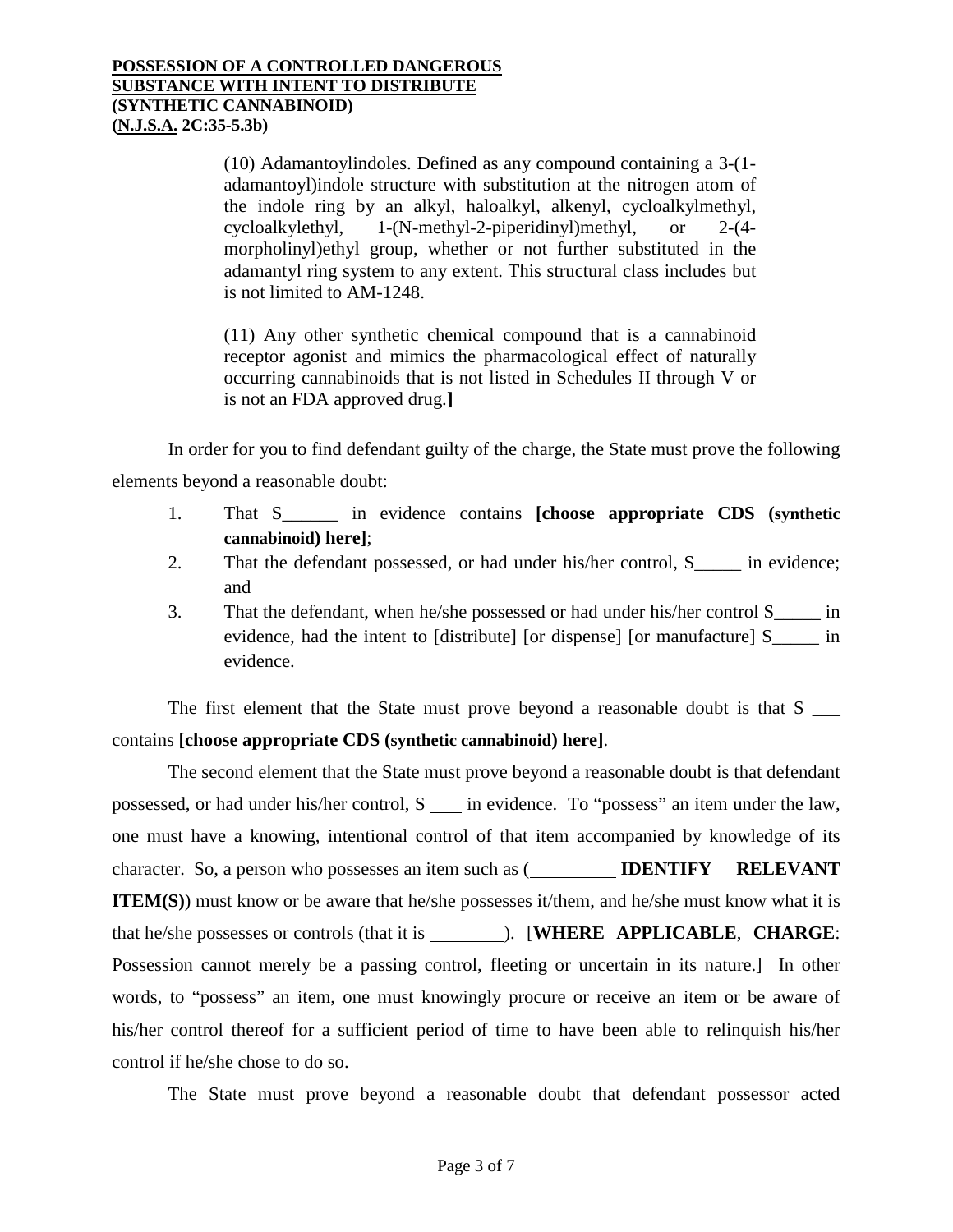(10) Adamantoylindoles. Defined as any compound containing a 3-(1-adamantoyl)indole structure with substitution at the nitrogen atom of the indole ring by an alkyl, haloalkyl, alkenyl, cycloalkylmethyl, cycloalkylethyl, 1-(N-methyl-2-piperidinyl)methyl, or 2-(4-morpholinyl)ethyl group, whether or not further substituted in the adamantyl ring system to any extent. This structural class includes but is not limited to AM-1248.

(11) Any other synthetic chemical compound that is a cannabinoid receptor agonist and mimics the pharmacological effect of naturally occurring cannabinoids that is not listed in Schedules II through V or is not an FDA approved drug.**]**

In order for you to find defendant guilty of the charge, the State must prove the following elements beyond a reasonable doubt:

1. That S______ in evidence contains **[choose appropriate CDS (synthetic cannabinoid) here]**;
2. That the defendant possessed, or had under his/her control, S_____ in evidence; and
3. That the defendant, when he/she possessed or had under his/her control S_____ in evidence, had the intent to [distribute] [or dispense] [or manufacture] S_____ in evidence.

The first element that the State must prove beyond a reasonable doubt is that S ___ contains **[choose appropriate CDS (synthetic cannabinoid) here]**.

The second element that the State must prove beyond a reasonable doubt is that defendant possessed, or had under his/her control, S ___ in evidence. To "possess" an item under the law, one must have a knowing, intentional control of that item accompanied by knowledge of its character. So, a person who possesses an item such as (_________ **IDENTIFY RELEVANT ITEM(S)**) must know or be aware that he/she possesses it/them, and he/she must know what it is that he/she possesses or controls (that it is ________). [**WHERE APPLICABLE**, **CHARGE**: Possession cannot merely be a passing control, fleeting or uncertain in its nature.] In other words, to "possess" an item, one must knowingly procure or receive an item or be aware of his/her control thereof for a sufficient period of time to have been able to relinquish his/her control if he/she chose to do so.

The State must prove beyond a reasonable doubt that defendant possessor acted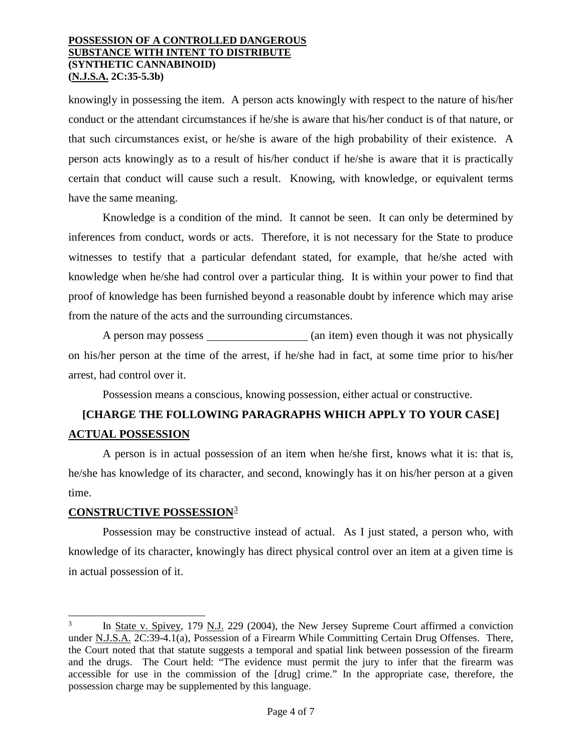knowingly in possessing the item. A person acts knowingly with respect to the nature of his/her conduct or the attendant circumstances if he/she is aware that his/her conduct is of that nature, or that such circumstances exist, or he/she is aware of the high probability of their existence. A person acts knowingly as to a result of his/her conduct if he/she is aware that it is practically certain that conduct will cause such a result. Knowing, with knowledge, or equivalent terms have the same meaning.

Knowledge is a condition of the mind. It cannot be seen. It can only be determined by inferences from conduct, words or acts. Therefore, it is not necessary for the State to produce witnesses to testify that a particular defendant stated, for example, that he/she acted with knowledge when he/she had control over a particular thing. It is within your power to find that proof of knowledge has been furnished beyond a reasonable doubt by inference which may arise from the nature of the acts and the surrounding circumstances.

A person may possess __________________ (an item) even though it was not physically on his/her person at the time of the arrest, if he/she had in fact, at some time prior to his/her arrest, had control over it.

Possession means a conscious, knowing possession, either actual or constructive.

**[CHARGE THE FOLLOWING PARAGRAPHS WHICH APPLY TO YOUR CASE]**

**ACTUAL POSSESSION**

A person is in actual possession of an item when he/she first, knows what it is: that is, he/she has knowledge of its character, and second, knowingly has it on his/her person at a given time.

**CONSTRUCTIVE POSSESSION**[3]

Possession may be constructive instead of actual. As I just stated, a person who, with knowledge of its character, knowingly has direct physical control over an item at a given time is in actual possession of it.

---

[3] In State v. Spivey, 179 N.J. 229 (2004), the New Jersey Supreme Court affirmed a conviction under N.J.S.A. 2C:39-4.1(a), Possession of a Firearm While Committing Certain Drug Offenses. There, the Court noted that that statute suggests a temporal and spatial link between possession of the firearm and the drugs. The Court held: "The evidence must permit the jury to infer that the firearm was accessible for use in the commission of the [drug] crime." In the appropriate case, therefore, the possession charge may be supplemented by this language.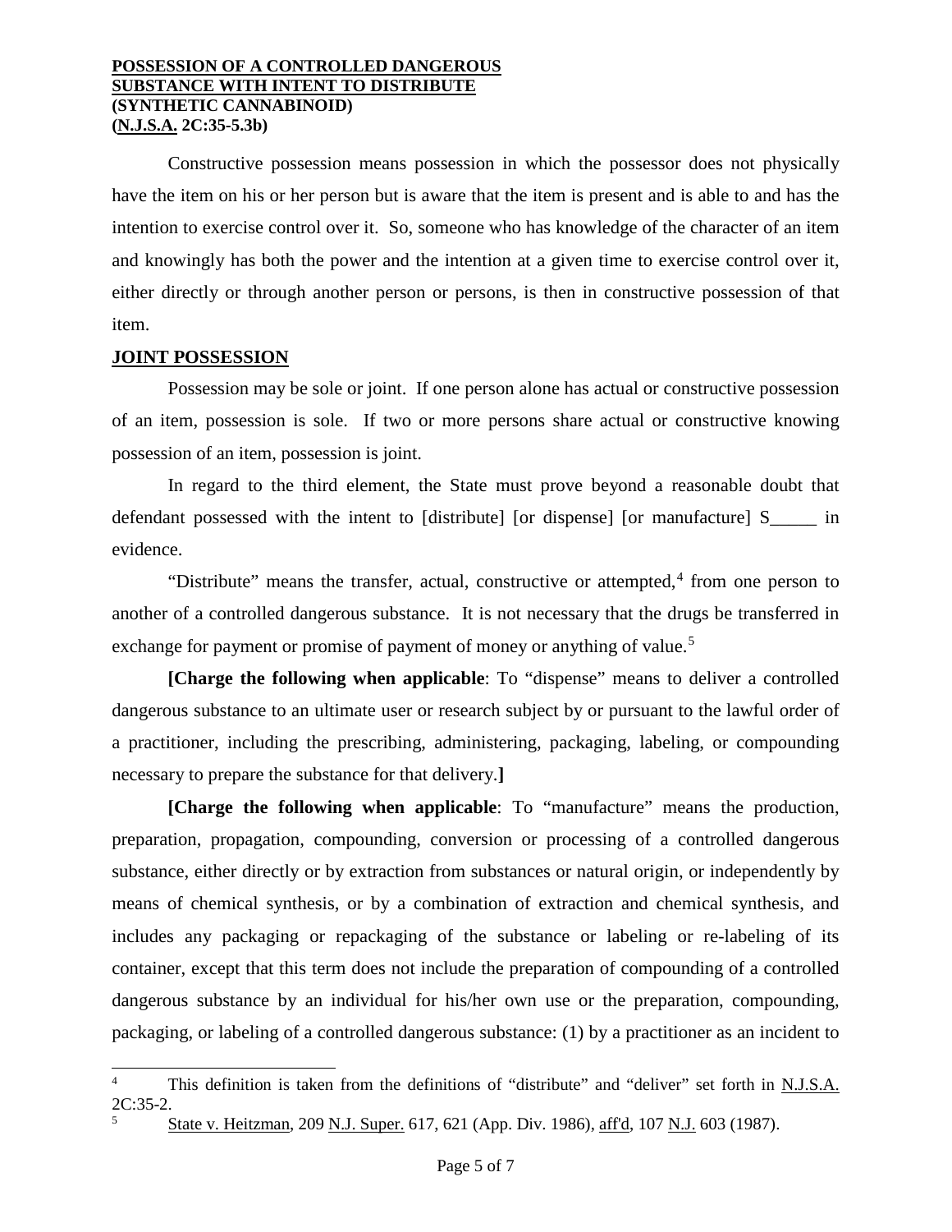Constructive possession means possession in which the possessor does not physically have the item on his or her person but is aware that the item is present and is able to and has the intention to exercise control over it. So, someone who has knowledge of the character of an item and knowingly has both the power and the intention at a given time to exercise control over it, either directly or through another person or persons, is then in constructive possession of that item.

**JOINT POSSESSION**

Possession may be sole or joint. If one person alone has actual or constructive possession of an item, possession is sole. If two or more persons share actual or constructive knowing possession of an item, possession is joint.

In regard to the third element, the State must prove beyond a reasonable doubt that defendant possessed with the intent to [distribute] [or dispense] [or manufacture] S_____ in evidence.

"Distribute" means the transfer, actual, constructive or attempted,[4] from one person to another of a controlled dangerous substance. It is not necessary that the drugs be transferred in exchange for payment or promise of payment of money or anything of value.[5]

**[Charge the following when applicable**: To "dispense" means to deliver a controlled dangerous substance to an ultimate user or research subject by or pursuant to the lawful order of a practitioner, including the prescribing, administering, packaging, labeling, or compounding necessary to prepare the substance for that delivery.**]**

**[Charge the following when applicable**: To "manufacture" means the production, preparation, propagation, compounding, conversion or processing of a controlled dangerous substance, either directly or by extraction from substances or natural origin, or independently by means of chemical synthesis, or by a combination of extraction and chemical synthesis, and includes any packaging or repackaging of the substance or labeling or re-labeling of its container, except that this term does not include the preparation of compounding of a controlled dangerous substance by an individual for his/her own use or the preparation, compounding, packaging, or labeling of a controlled dangerous substance: (1) by a practitioner as an incident to

---

[4] This definition is taken from the definitions of "distribute" and "deliver" set forth in N.J.S.A. 2C:35-2.

[5] State v. Heitzman, 209 N.J. Super. 617, 621 (App. Div. 1986), aff'd, 107 N.J. 603 (1987).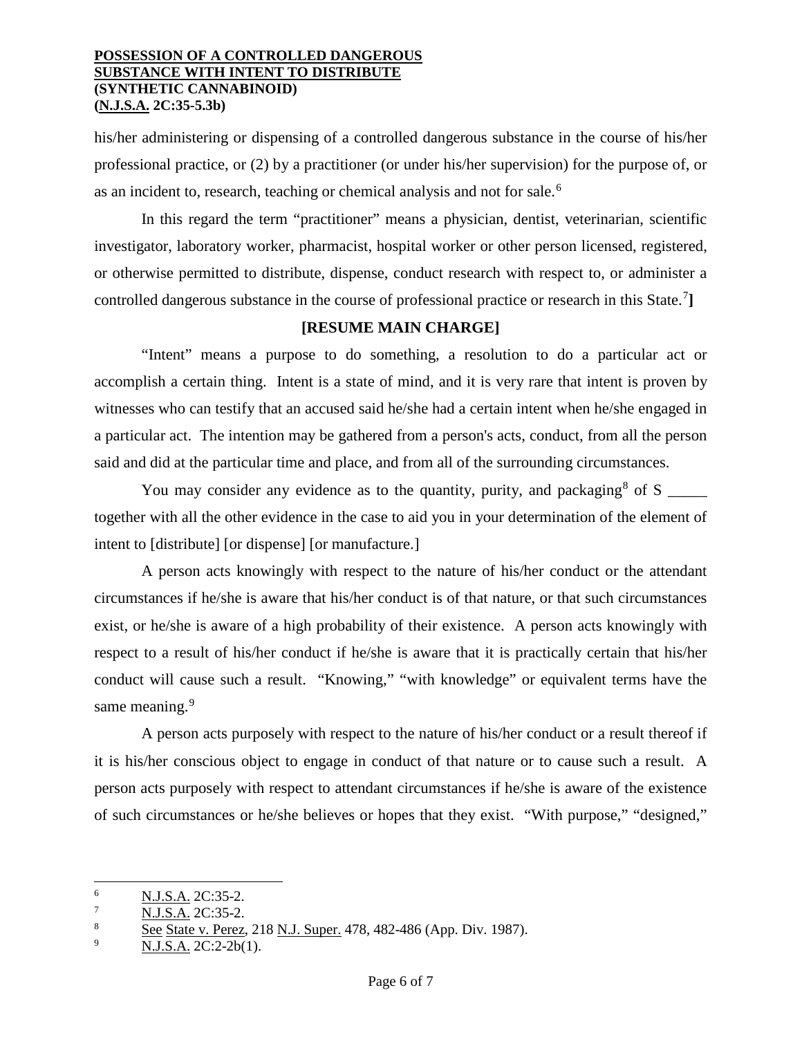his/her administering or dispensing of a controlled dangerous substance in the course of his/her professional practice, or (2) by a practitioner (or under his/her supervision) for the purpose of, or as an incident to, research, teaching or chemical analysis and not for sale.[6]

In this regard the term "practitioner" means a physician, dentist, veterinarian, scientific investigator, laboratory worker, pharmacist, hospital worker or other person licensed, registered, or otherwise permitted to distribute, dispense, conduct research with respect to, or administer a controlled dangerous substance in the course of professional practice or research in this State.[7]**]**

**[RESUME MAIN CHARGE]**

"Intent" means a purpose to do something, a resolution to do a particular act or accomplish a certain thing. Intent is a state of mind, and it is very rare that intent is proven by witnesses who can testify that an accused said he/she had a certain intent when he/she engaged in a particular act. The intention may be gathered from a person's acts, conduct, from all the person said and did at the particular time and place, and from all of the surrounding circumstances.

You may consider any evidence as to the quantity, purity, and packaging[8] of S _____ together with all the other evidence in the case to aid you in your determination of the element of intent to [distribute] [or dispense] [or manufacture.]

A person acts knowingly with respect to the nature of his/her conduct or the attendant circumstances if he/she is aware that his/her conduct is of that nature, or that such circumstances exist, or he/she is aware of a high probability of their existence. A person acts knowingly with respect to a result of his/her conduct if he/she is aware that it is practically certain that his/her conduct will cause such a result. "Knowing," "with knowledge" or equivalent terms have the same meaning.[9]

A person acts purposely with respect to the nature of his/her conduct or a result thereof if it is his/her conscious object to engage in conduct of that nature or to cause such a result. A person acts purposely with respect to attendant circumstances if he/she is aware of the existence of such circumstances or he/she believes or hopes that they exist. "With purpose," "designed,"

---

[6] N.J.S.A. 2C:35-2.

[7] N.J.S.A. 2C:35-2.

[8] See State v. Perez, 218 N.J. Super. 478, 482-486 (App. Div. 1987).

[9] N.J.S.A. 2C:2-2b(1).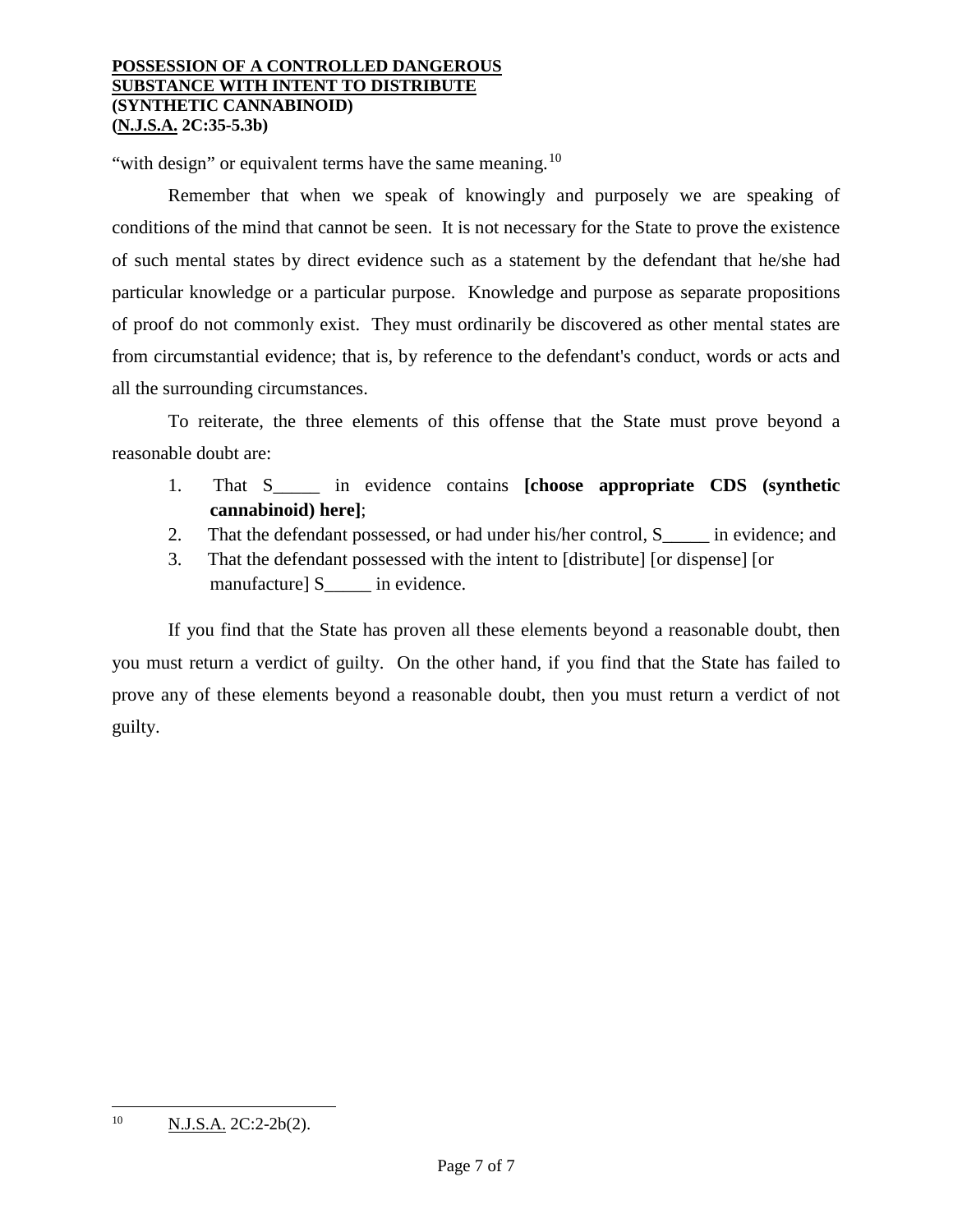"with design" or equivalent terms have the same meaning.[10]

Remember that when we speak of knowingly and purposely we are speaking of conditions of the mind that cannot be seen. It is not necessary for the State to prove the existence of such mental states by direct evidence such as a statement by the defendant that he/she had particular knowledge or a particular purpose. Knowledge and purpose as separate propositions of proof do not commonly exist. They must ordinarily be discovered as other mental states are from circumstantial evidence; that is, by reference to the defendant's conduct, words or acts and all the surrounding circumstances.

To reiterate, the three elements of this offense that the State must prove beyond a reasonable doubt are:

1. That S_____ in evidence contains **[choose appropriate CDS (synthetic cannabinoid) here]**;
2. That the defendant possessed, or had under his/her control, S_____ in evidence; and
3. That the defendant possessed with the intent to [distribute] [or dispense] [or manufacture] S_____ in evidence.

If you find that the State has proven all these elements beyond a reasonable doubt, then you must return a verdict of guilty. On the other hand, if you find that the State has failed to prove any of these elements beyond a reasonable doubt, then you must return a verdict of not guilty.

---

[10] N.J.S.A. 2C:2-2b(2).